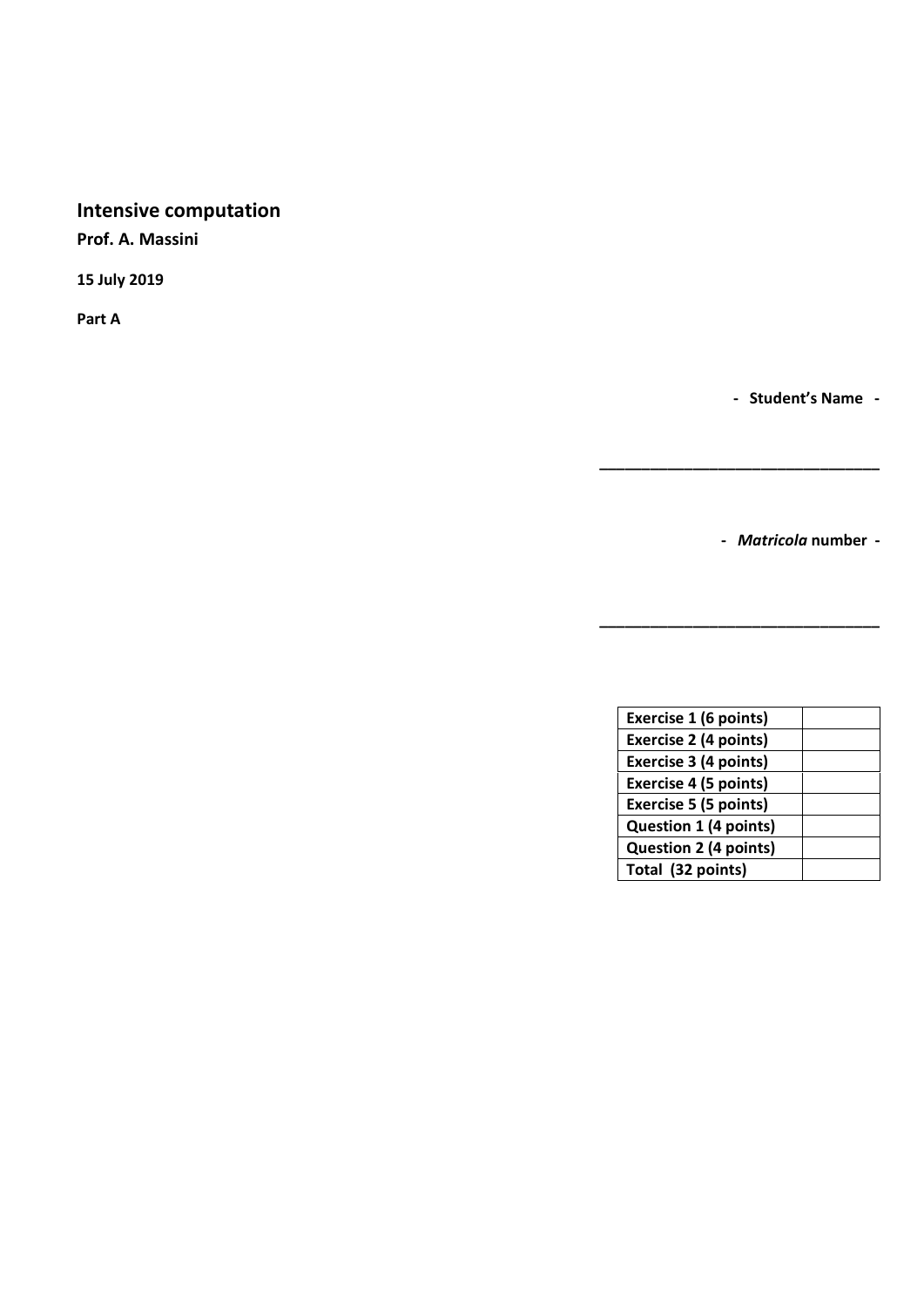# Intensive computation

**Prof. A. Massini**

**15 July 2019**

**Part A**

**- Student's Name -**

________________________________

**-** ***Matricola*** **number -**

________________________________

| | |
|---|---|
| **Exercise 1 (6 points)** | |
| **Exercise 2 (4 points)** | |
| **Exercise 3 (4 points)** | |
| **Exercise 4 (5 points)** | |
| **Exercise 5 (5 points)** | |
| **Question 1 (4 points)** | |
| **Question 2 (4 points)** | |
| **Total (32 points)** | |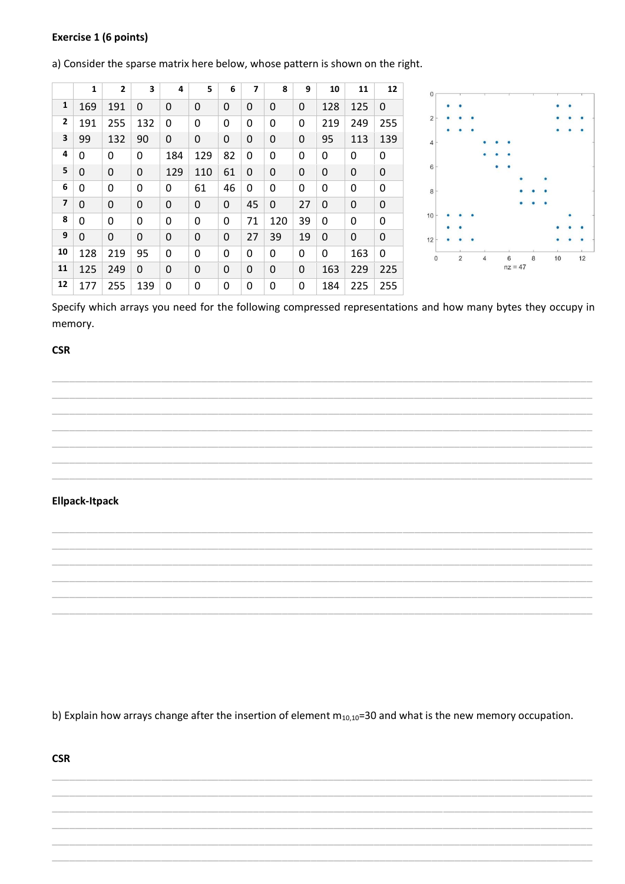**Exercise 1 (6 points)**

a) Consider the sparse matrix here below, whose pattern is shown on the right.

|  | 1 | 2 | 3 | 4 | 5 | 6 | 7 | 8 | 9 | 10 | 11 | 12 |
|---|---|---|---|---|---|---|---|---|---|---|---|---|
| **1** | 169 | 191 | 0 | 0 | 0 | 0 | 0 | 0 | 0 | 128 | 125 | 0 |
| **2** | 191 | 255 | 132 | 0 | 0 | 0 | 0 | 0 | 0 | 219 | 249 | 255 |
| **3** | 99 | 132 | 90 | 0 | 0 | 0 | 0 | 0 | 0 | 95 | 113 | 139 |
| **4** | 0 | 0 | 0 | 184 | 129 | 82 | 0 | 0 | 0 | 0 | 0 | 0 |
| **5** | 0 | 0 | 0 | 129 | 110 | 61 | 0 | 0 | 0 | 0 | 0 | 0 |
| **6** | 0 | 0 | 0 | 0 | 61 | 46 | 0 | 0 | 0 | 0 | 0 | 0 |
| **7** | 0 | 0 | 0 | 0 | 0 | 0 | 45 | 0 | 27 | 0 | 0 | 0 |
| **8** | 0 | 0 | 0 | 0 | 0 | 0 | 71 | 120 | 39 | 0 | 0 | 0 |
| **9** | 0 | 0 | 0 | 0 | 0 | 0 | 27 | 39 | 19 | 0 | 0 | 0 |
| **10** | 128 | 219 | 95 | 0 | 0 | 0 | 0 | 0 | 0 | 0 | 163 | 0 |
| **11** | 125 | 249 | 0 | 0 | 0 | 0 | 0 | 0 | 0 | 163 | 229 | 225 |
| **12** | 177 | 255 | 139 | 0 | 0 | 0 | 0 | 0 | 0 | 184 | 225 | 255 |

nz = 47

Specify which arrays you need for the following compressed representations and how many bytes they occupy in memory.

**CSR**

**Ellpack-Itpack**

b) Explain how arrays change after the insertion of element $m_{10,10}$=30 and what is the new memory occupation.

**CSR**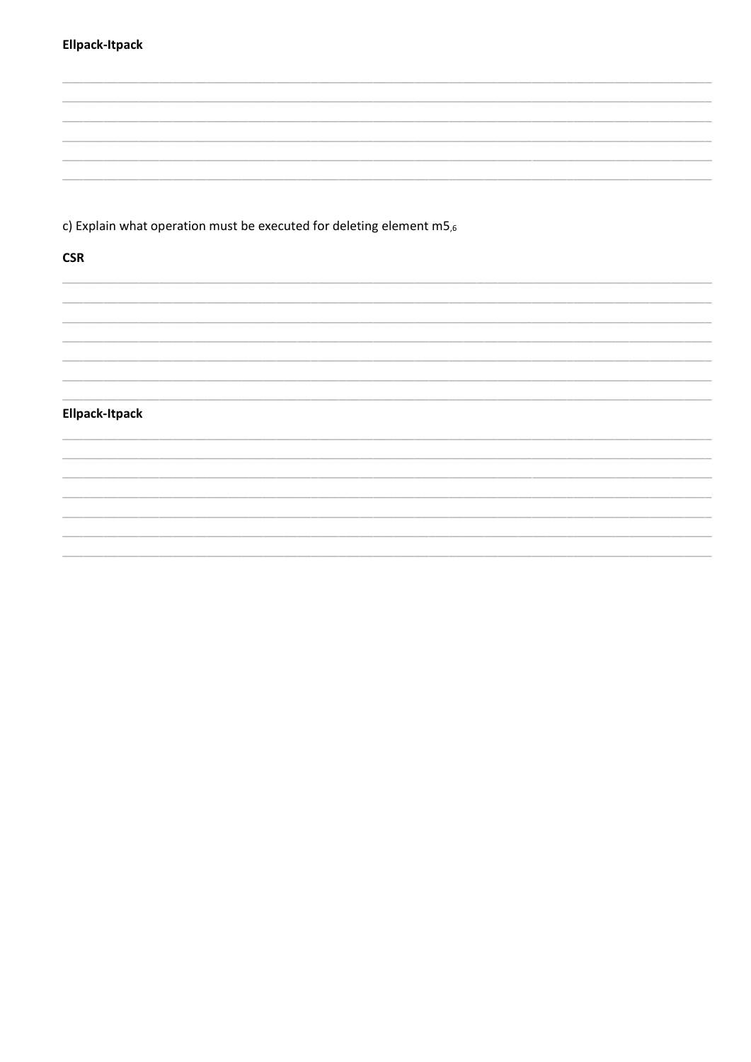**Ellpack-Itpack**

c) Explain what operation must be executed for deleting element $m5_{,6}$

**CSR**

**Ellpack-Itpack**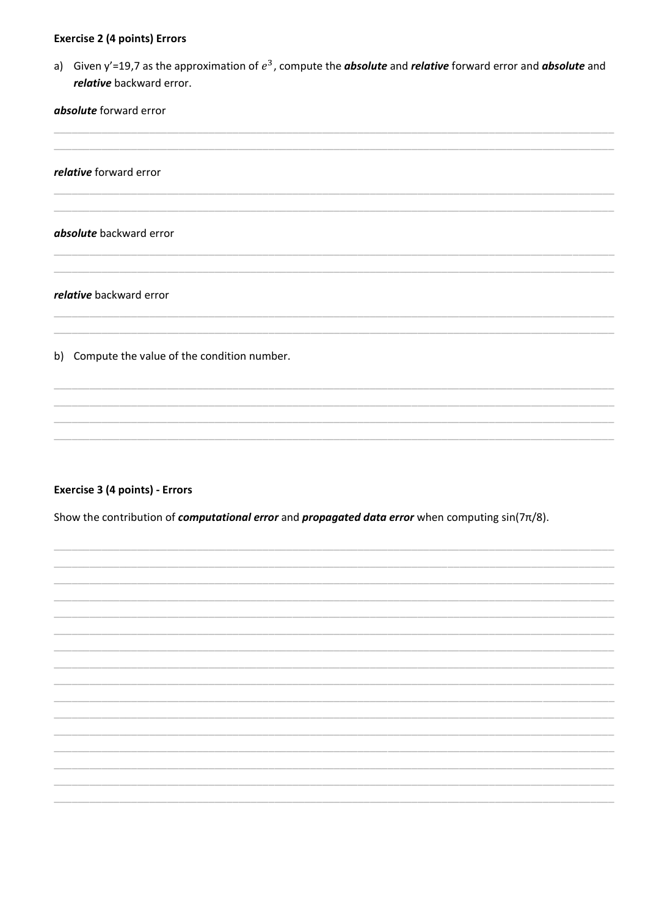**Exercise 2 (4 points) Errors**

a) Given y'=19,7 as the approximation of $e^3$, compute the ***absolute*** and ***relative*** forward error and ***absolute*** and ***relative*** backward error.

***absolute*** forward error

***relative*** forward error

***absolute*** backward error

***relative*** backward error

b) Compute the value of the condition number.

**Exercise 3 (4 points) - Errors**

Show the contribution of ***computational error*** and ***propagated data error*** when computing sin(7π/8).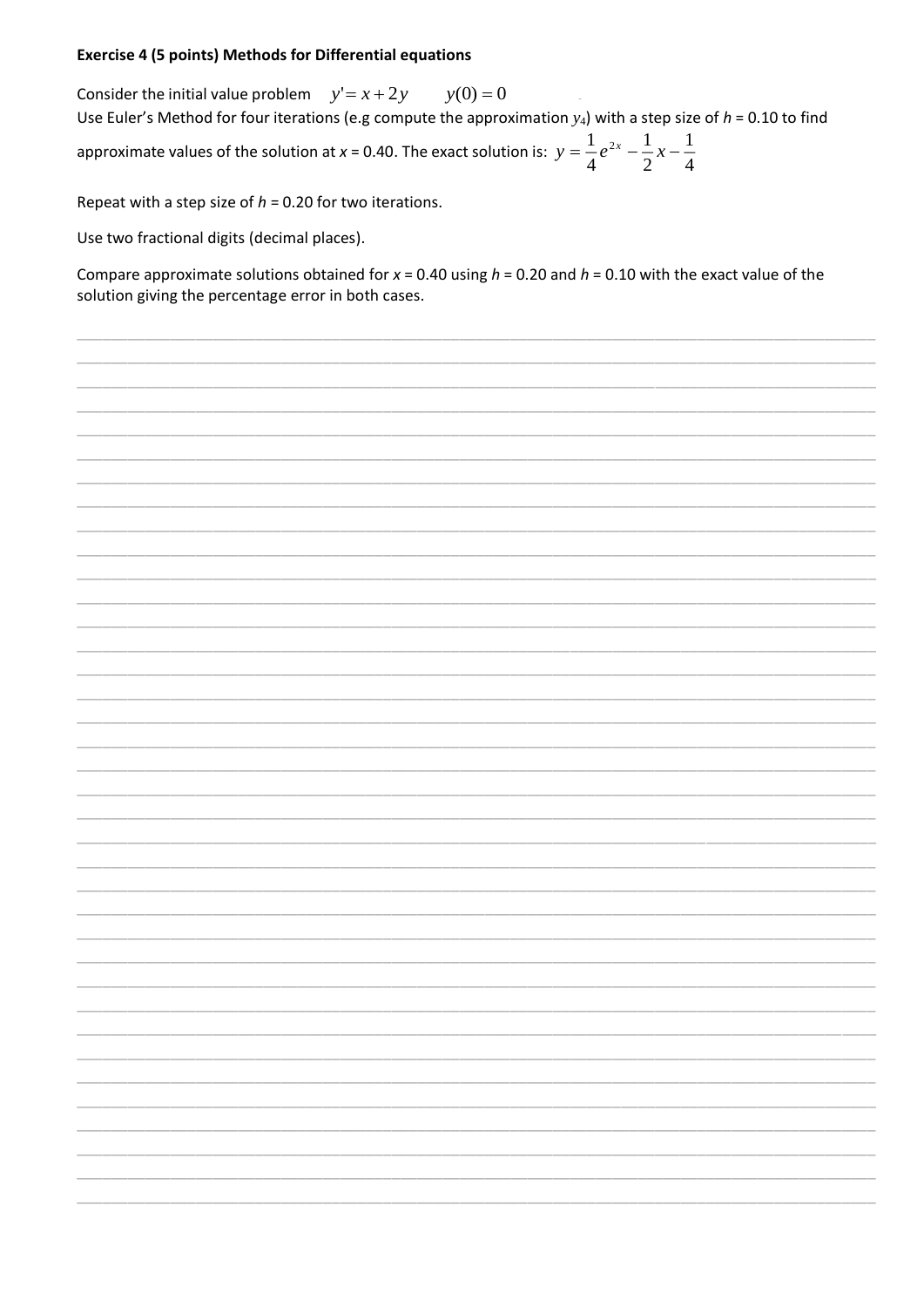**Exercise 4 (5 points) Methods for Differential equations**

Consider the initial value problem $y' = x + 2y \qquad y(0) = 0$

Use Euler's Method for four iterations (e.g compute the approximation $y_4$) with a step size of $h$ = 0.10 to find approximate values of the solution at $x$ = 0.40. The exact solution is: $y = \frac{1}{4}e^{2x} - \frac{1}{2}x - \frac{1}{4}$

Repeat with a step size of $h$ = 0.20 for two iterations.

Use two fractional digits (decimal places).

Compare approximate solutions obtained for $x$ = 0.40 using $h$ = 0.20 and $h$ = 0.10 with the exact value of the solution giving the percentage error in both cases.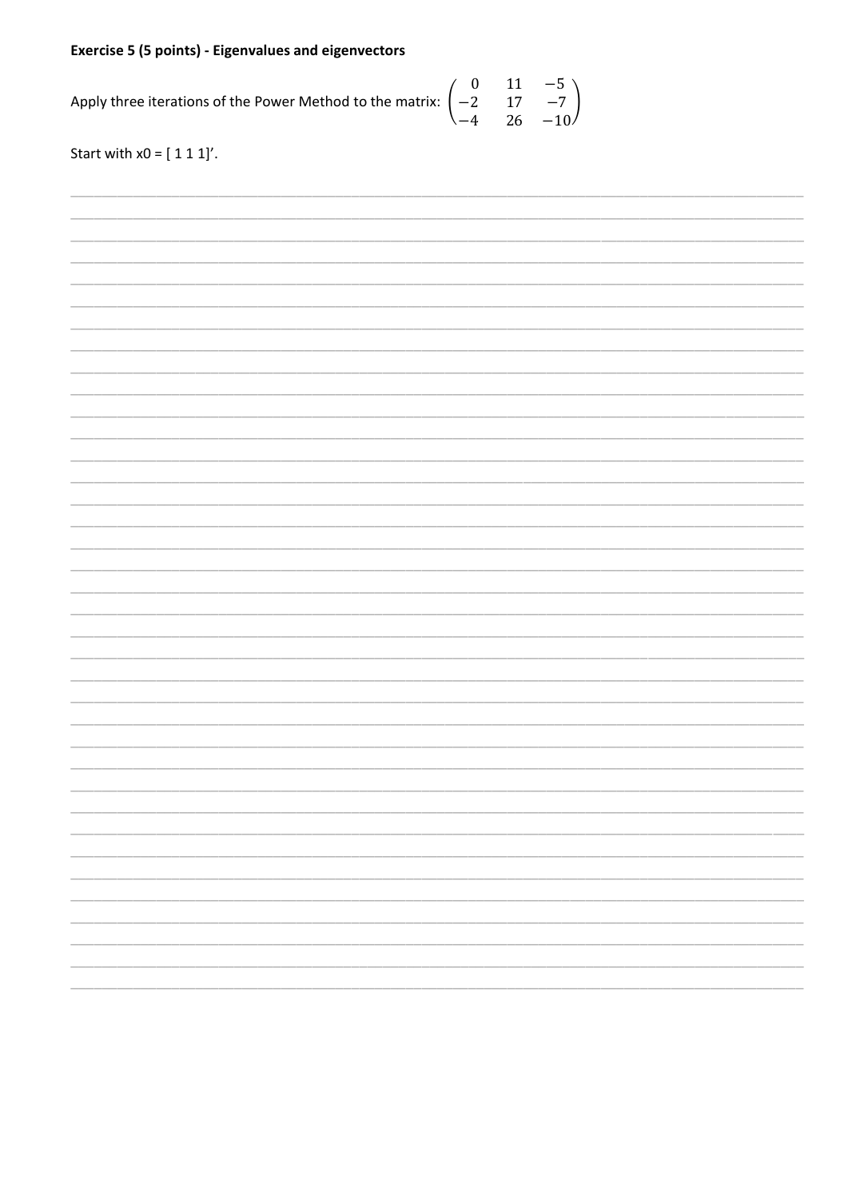**Exercise 5 (5 points) - Eigenvalues and eigenvectors**

Apply three iterations of the Power Method to the matrix: $\begin{pmatrix} 0 & 11 & -5 \\ -2 & 17 & -7 \\ -4 & 26 & -10 \end{pmatrix}$

Start with x0 = [ 1 1 1]’.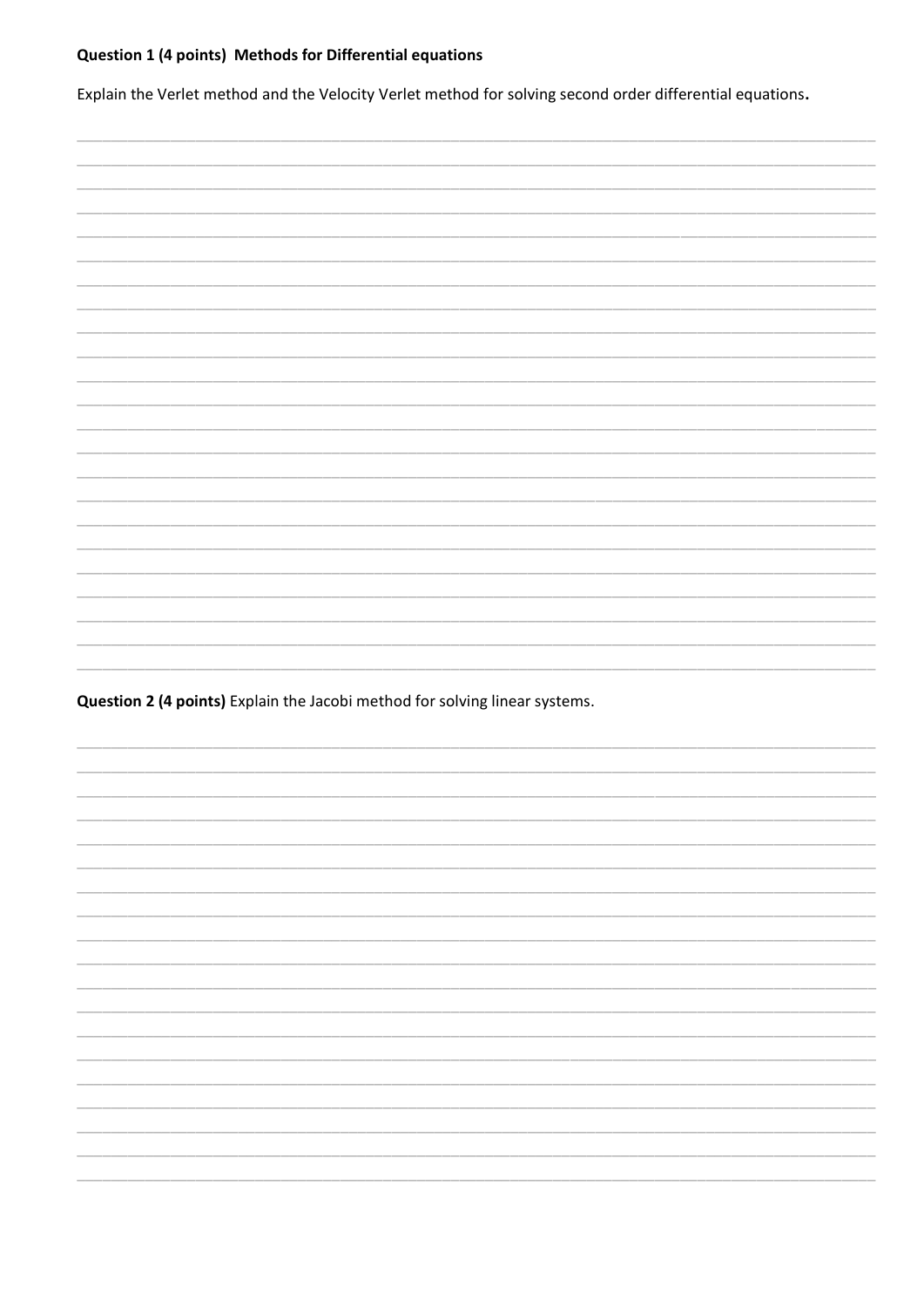**Question 1 (4 points) Methods for Differential equations**

Explain the Verlet method and the Velocity Verlet method for solving second order differential equations**.**

**Question 2 (4 points)** Explain the Jacobi method for solving linear systems.